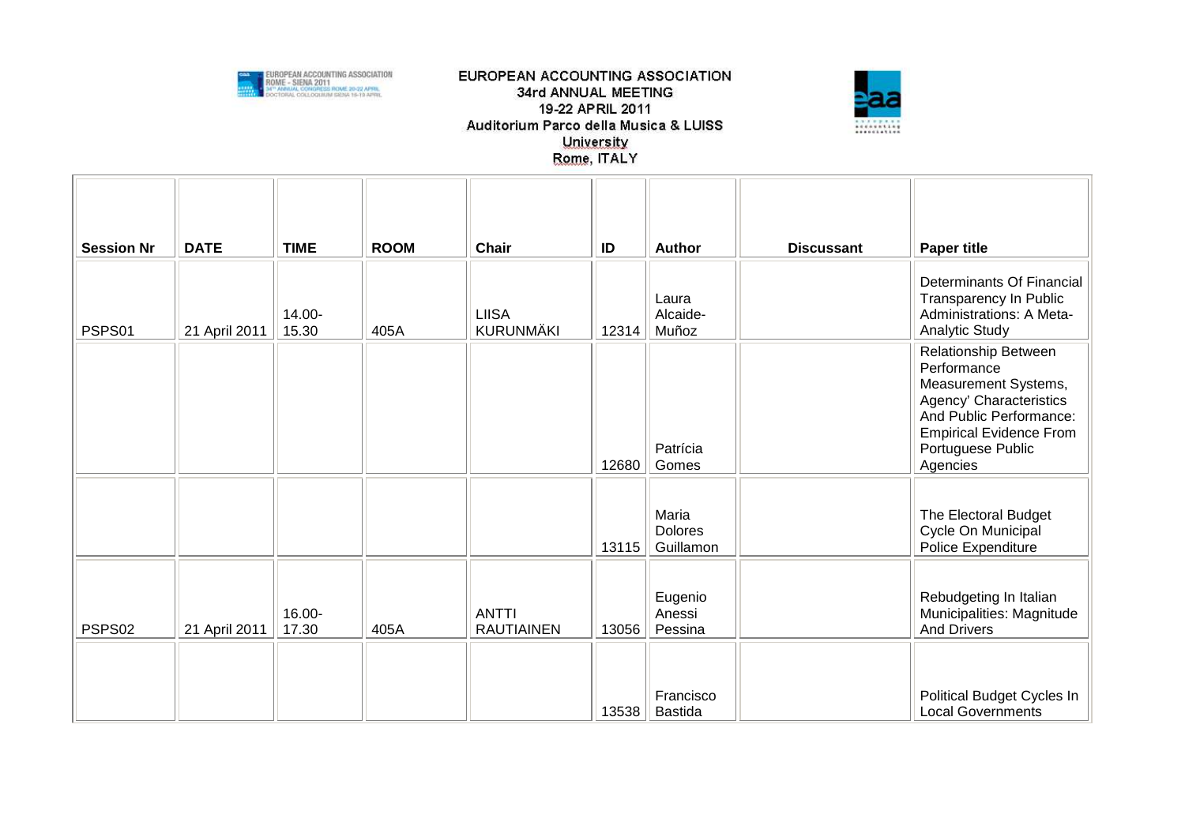EUROPEAN ACCOUNTING ASSOCIATION
34rd ANNUAL MEETING
19-22 APRIL 2011
Auditorium Parco della Musica & LUISS University
Rome, ITALY

| Session Nr | DATE | TIME | ROOM | Chair | ID | Author | Discussant | Paper title |
|---|---|---|---|---|---|---|---|---|
| PSPS01 | 21 April 2011 | 14.00-15.30 | 405A | LIISA KURUNMÄKI | 12314 | Laura Alcaide-Muñoz | | Determinants Of Financial Transparency In Public Administrations: A Meta-Analytic Study |
| | | | | | 12680 | Patrícia Gomes | | Relationship Between Performance Measurement Systems, Agency' Characteristics And Public Performance: Empirical Evidence From Portuguese Public Agencies |
| | | | | | 13115 | Maria Dolores Guillamon | | The Electoral Budget Cycle On Municipal Police Expenditure |
| PSPS02 | 21 April 2011 | 16.00-17.30 | 405A | ANTTI RAUTIAINEN | 13056 | Eugenio Anessi Pessina | | Rebudgeting In Italian Municipalities: Magnitude And Drivers |
| | | | | | 13538 | Francisco Bastida | | Political Budget Cycles In Local Governments |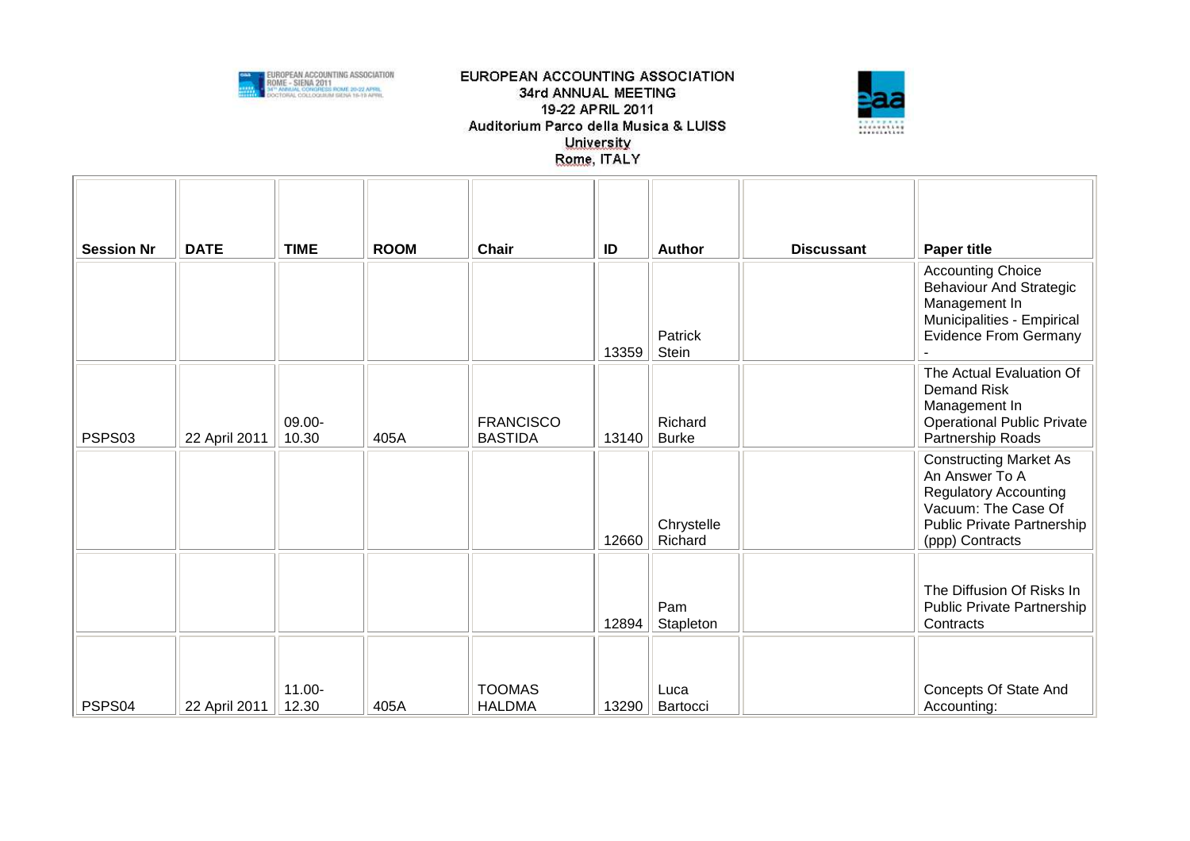| Session Nr | DATE | TIME | ROOM | Chair | ID | Author | Discussant | Paper title |
|---|---|---|---|---|---|---|---|---|
| | | | | | 13359 | Patrick Stein | | Accounting Choice Behaviour And Strategic Management In Municipalities - Empirical Evidence From Germany - |
| PSPS03 | 22 April 2011 | 09.00-10.30 | 405A | FRANCISCO BASTIDA | 13140 | Richard Burke | | The Actual Evaluation Of Demand Risk Management In Operational Public Private Partnership Roads |
| | | | | | 12660 | Chrystelle Richard | | Constructing Market As An Answer To A Regulatory Accounting Vacuum: The Case Of Public Private Partnership (ppp) Contracts |
| | | | | | 12894 | Pam Stapleton | | The Diffusion Of Risks In Public Private Partnership Contracts |
| PSPS04 | 22 April 2011 | 11.00-12.30 | 405A | TOOMAS HALDMA | 13290 | Luca Bartocci | | Concepts Of State And Accounting: |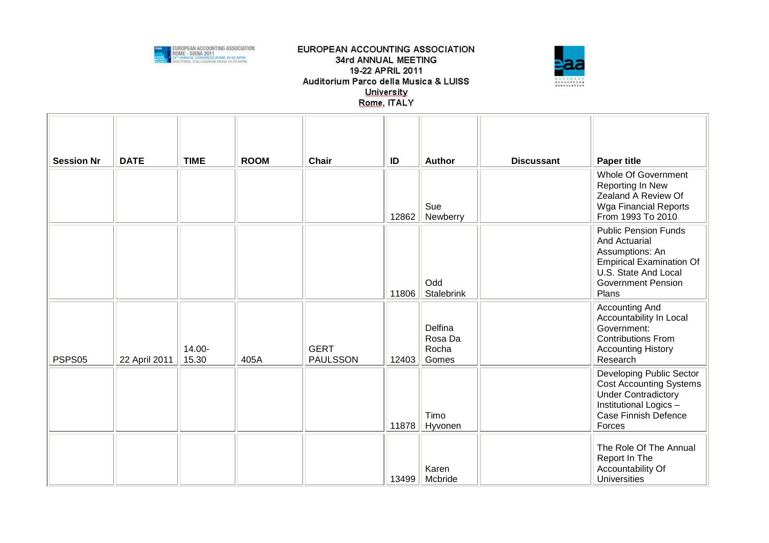# EUROPEAN ACCOUNTING ASSOCIATION

34rd ANNUAL MEETING

19-22 APRIL 2011

Auditorium Parco della Musica & LUISS University

Rome, ITALY

| Session Nr | DATE | TIME | ROOM | Chair | ID | Author | Discussant | Paper title |
|---|---|---|---|---|---|---|---|---|
| | | | | | 12862 | Sue Newberry | | Whole Of Government Reporting In New Zealand A Review Of Wga Financial Reports From 1993 To 2010 |
| | | | | | 11806 | Odd Stalebrink | | Public Pension Funds And Actuarial Assumptions: An Empirical Examination Of U.S. State And Local Government Pension Plans |
| PSPS05 | 22 April 2011 | 14.00-15.30 | 405A | GERT PAULSSON | 12403 | Delfina Rosa Da Rocha Gomes | | Accounting And Accountability In Local Government: Contributions From Accounting History Research |
| | | | | | 11878 | Timo Hyvonen | | Developing Public Sector Cost Accounting Systems Under Contradictory Institutional Logics – Case Finnish Defence Forces |
| | | | | | 13499 | Karen Mcbride | | The Role Of The Annual Report In The Accountability Of Universities |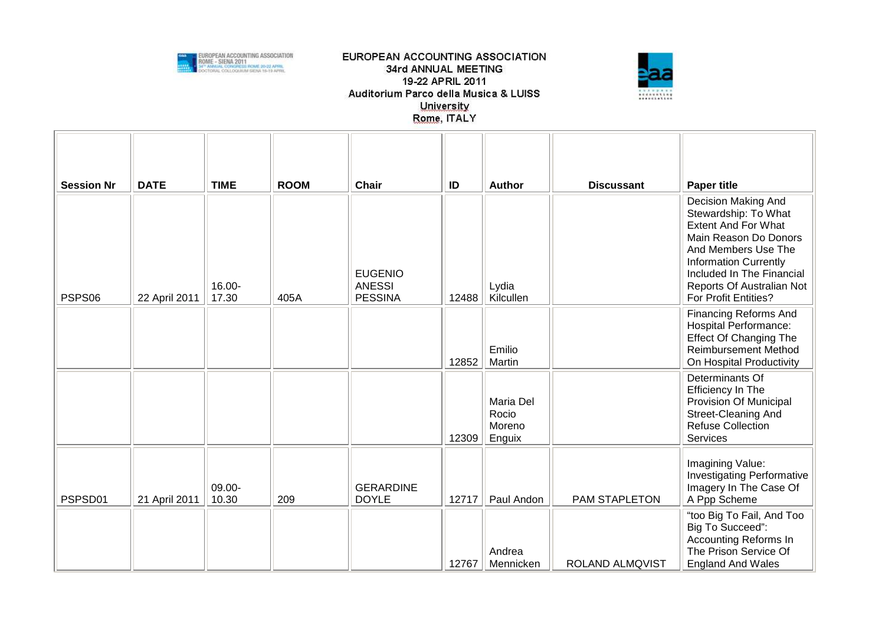| Session Nr | DATE | TIME | ROOM | Chair | ID | Author | Discussant | Paper title |
|---|---|---|---|---|---|---|---|---|
| PSPS06 | 22 April 2011 | 16.00-17.30 | 405A | EUGENIO ANESSI PESSINA | 12488 | Lydia Kilcullen | | Decision Making And Stewardship: To What Extent And For What Main Reason Do Donors And Members Use The Information Currently Included In The Financial Reports Of Australian Not For Profit Entities? |
| | | | | | 12852 | Emilio Martin | | Financing Reforms And Hospital Performance: Effect Of Changing The Reimbursement Method On Hospital Productivity |
| | | | | | 12309 | Maria Del Rocio Moreno Enguix | | Determinants Of Efficiency In The Provision Of Municipal Street-Cleaning And Refuse Collection Services |
| PSPSD01 | 21 April 2011 | 09.00-10.30 | 209 | GERARDINE DOYLE | 12717 | Paul Andon | PAM STAPLETON | Imagining Value: Investigating Performative Imagery In The Case Of A Ppp Scheme |
| | | | | | 12767 | Andrea Mennicken | ROLAND ALMQVIST | "too Big To Fail, And Too Big To Succeed": Accounting Reforms In The Prison Service Of England And Wales |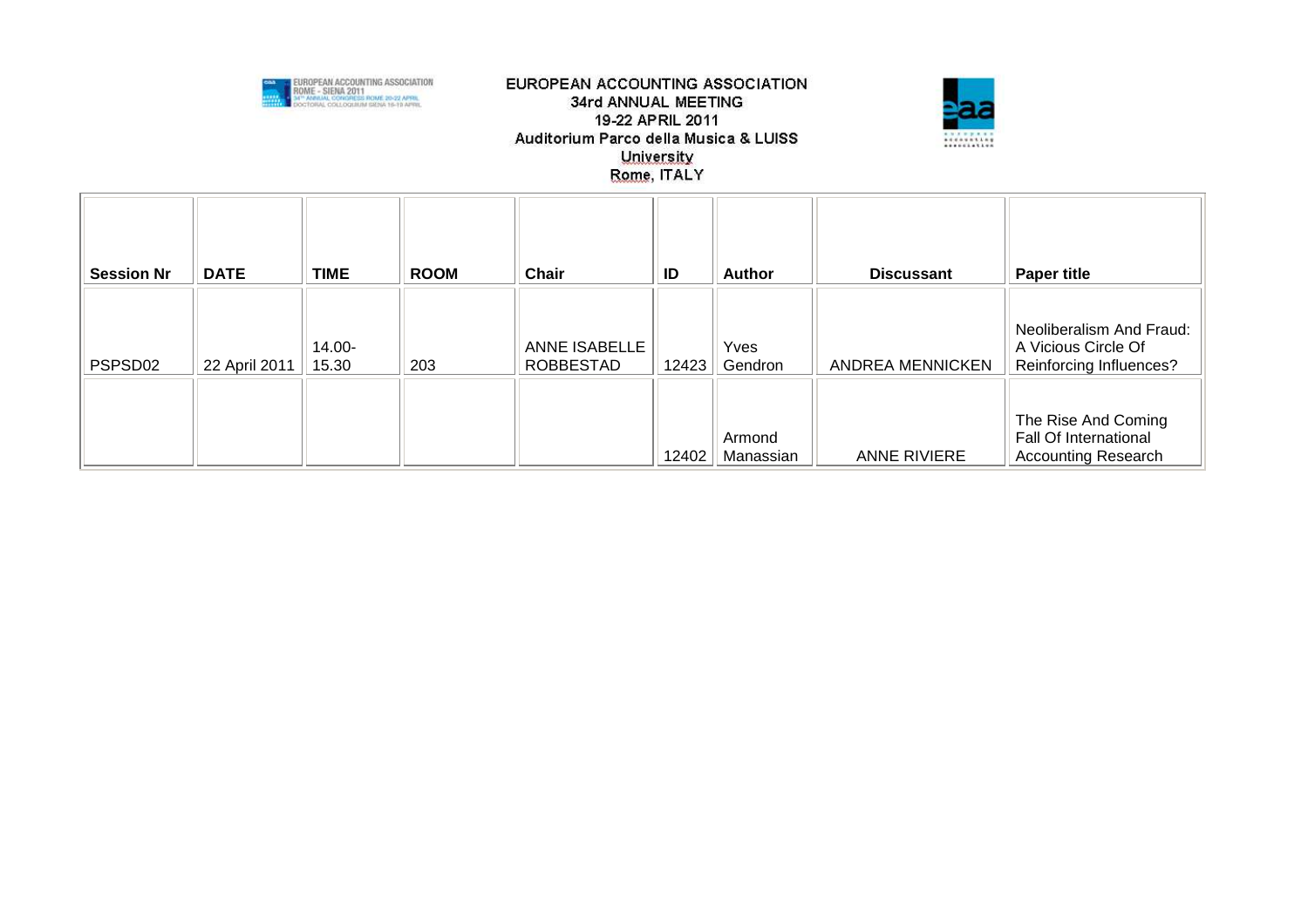| Session Nr | DATE | TIME | ROOM | Chair | ID | Author | Discussant | Paper title |
|---|---|---|---|---|---|---|---|---|
| PSPSD02 | 22 April 2011 | 14.00-15.30 | 203 | ANNE ISABELLE ROBBESTAD | 12423 | Yves Gendron | ANDREA MENNICKEN | Neoliberalism And Fraud: A Vicious Circle Of Reinforcing Influences? |
| | | | | | 12402 | Armond Manassian | ANNE RIVIERE | The Rise And Coming Fall Of International Accounting Research |